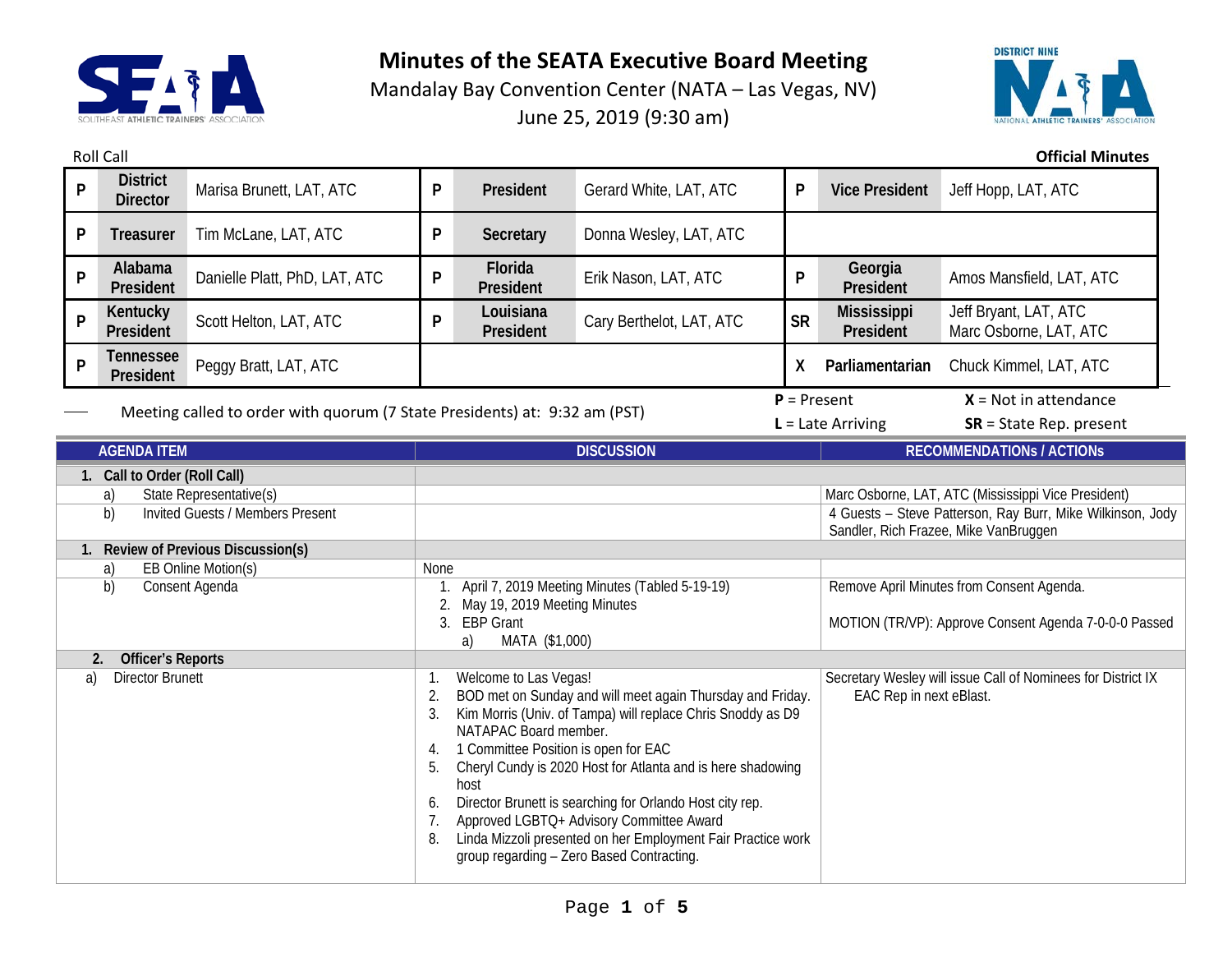# Minutes of the SEATA Executive Board Meeting

Mandalay Bay Convention Center (NATA – Las Vegas, NV)

June 25, 2019 (9:30 am)

Roll Call

**Official Minutes**

| | | | | | | | | |
|---|---|---|---|---|---|---|---|---|
| P | **District Director** | Marisa Brunett, LAT, ATC | P | **President** | Gerard White, LAT, ATC | P | **Vice President** | Jeff Hopp, LAT, ATC |
| P | **Treasurer** | Tim McLane, LAT, ATC | P | **Secretary** | Donna Wesley, LAT, ATC | | | |
| P | **Alabama President** | Danielle Platt, PhD, LAT, ATC | P | **Florida President** | Erik Nason, LAT, ATC | P | **Georgia President** | Amos Mansfield, LAT, ATC |
| P | **Kentucky President** | Scott Helton, LAT, ATC | P | **Louisiana President** | Cary Berthelot, LAT, ATC | SR | **Mississippi President** | Jeff Bryant, LAT, ATC<br>Marc Osborne, LAT, ATC |
| P | **Tennessee President** | Peggy Bratt, LAT, ATC | | | | X | **Parliamentarian** | Chuck Kimmel, LAT, ATC |

Meeting called to order with quorum (7 State Presidents) at: 9:32 am (PST)

**P** = Present  **X** = Not in attendance
**L** = Late Arriving  **SR** = State Rep. present

| AGENDA ITEM | DISCUSSION | RECOMMENDATIONs / ACTIONs |
|---|---|---|
| **1. Call to Order (Roll Call)** | | |
| a) State Representative(s) | | Marc Osborne, LAT, ATC (Mississippi Vice President) |
| b) Invited Guests / Members Present | | 4 Guests – Steve Patterson, Ray Burr, Mike Wilkinson, Jody Sandler, Rich Frazee, Mike VanBruggen |
| **1. Review of Previous Discussion(s)** | | |
| a) EB Online Motion(s) | None | |
| b) Consent Agenda | 1. April 7, 2019 Meeting Minutes (Tabled 5-19-19)<br>2. May 19, 2019 Meeting Minutes<br>3. EBP Grant<br>a) MATA ($1,000) | Remove April Minutes from Consent Agenda.<br><br>MOTION (TR/VP): Approve Consent Agenda 7-0-0-0 Passed |
| **2. Officer's Reports** | | |
| a) Director Brunett | 1. Welcome to Las Vegas!<br>2. BOD met on Sunday and will meet again Thursday and Friday.<br>3. Kim Morris (Univ. of Tampa) will replace Chris Snoddy as D9 NATAPAC Board member.<br>4. 1 Committee Position is open for EAC<br>5. Cheryl Cundy is 2020 Host for Atlanta and is here shadowing host<br>6. Director Brunett is searching for Orlando Host city rep.<br>7. Approved LGBTQ+ Advisory Committee Award<br>8. Linda Mizzoli presented on her Employment Fair Practice work group regarding – Zero Based Contracting. | Secretary Wesley will issue Call of Nominees for District IX EAC Rep in next eBlast. |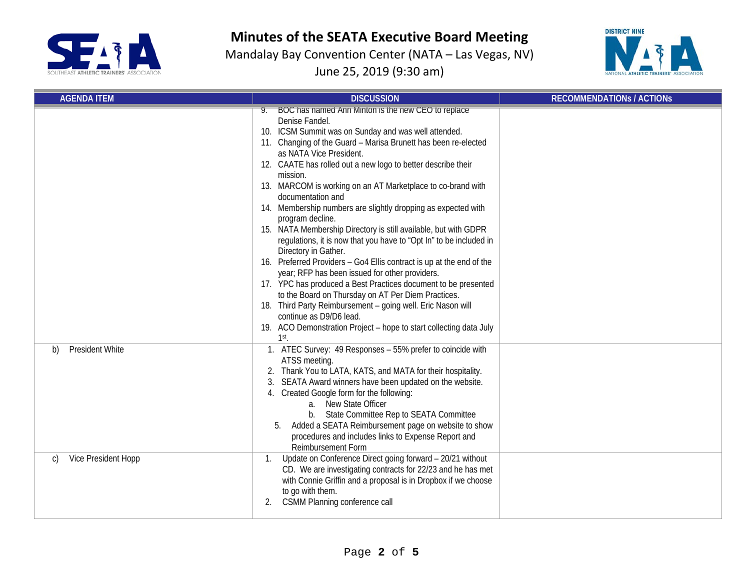# Minutes of the SEATA Executive Board Meeting

Mandalay Bay Convention Center (NATA – Las Vegas, NV)

June 25, 2019 (9:30 am)

| AGENDA ITEM | DISCUSSION | RECOMMENDATIONs / ACTIONs |
|---|---|---|
| | 9. BOC has named Ann Minton is the new CEO to replace Denise Fandel.<br>10. ICSM Summit was on Sunday and was well attended.<br>11. Changing of the Guard – Marisa Brunett has been re-elected as NATA Vice President.<br>12. CAATE has rolled out a new logo to better describe their mission.<br>13. MARCOM is working on an AT Marketplace to co-brand with documentation and<br>14. Membership numbers are slightly dropping as expected with program decline.<br>15. NATA Membership Directory is still available, but with GDPR regulations, it is now that you have to "Opt In" to be included in Directory in Gather.<br>16. Preferred Providers – Go4 Ellis contract is up at the end of the year; RFP has been issued for other providers.<br>17. YPC has produced a Best Practices document to be presented to the Board on Thursday on AT Per Diem Practices.<br>18. Third Party Reimbursement – going well. Eric Nason will continue as D9/D6 lead.<br>19. ACO Demonstration Project – hope to start collecting data July 1st. | |
| b) President White | 1. ATEC Survey: 49 Responses – 55% prefer to coincide with ATSS meeting.<br>2. Thank You to LATA, KATS, and MATA for their hospitality.<br>3. SEATA Award winners have been updated on the website.<br>4. Created Google form for the following:<br>&nbsp;&nbsp;&nbsp;&nbsp;a. New State Officer<br>&nbsp;&nbsp;&nbsp;&nbsp;b. State Committee Rep to SEATA Committee<br>5. Added a SEATA Reimbursement page on website to show procedures and includes links to Expense Report and Reimbursement Form | |
| c) Vice President Hopp | 1. Update on Conference Direct going forward – 20/21 without CD. We are investigating contracts for 22/23 and he has met with Connie Griffin and a proposal is in Dropbox if we choose to go with them.<br>2. CSMM Planning conference call | |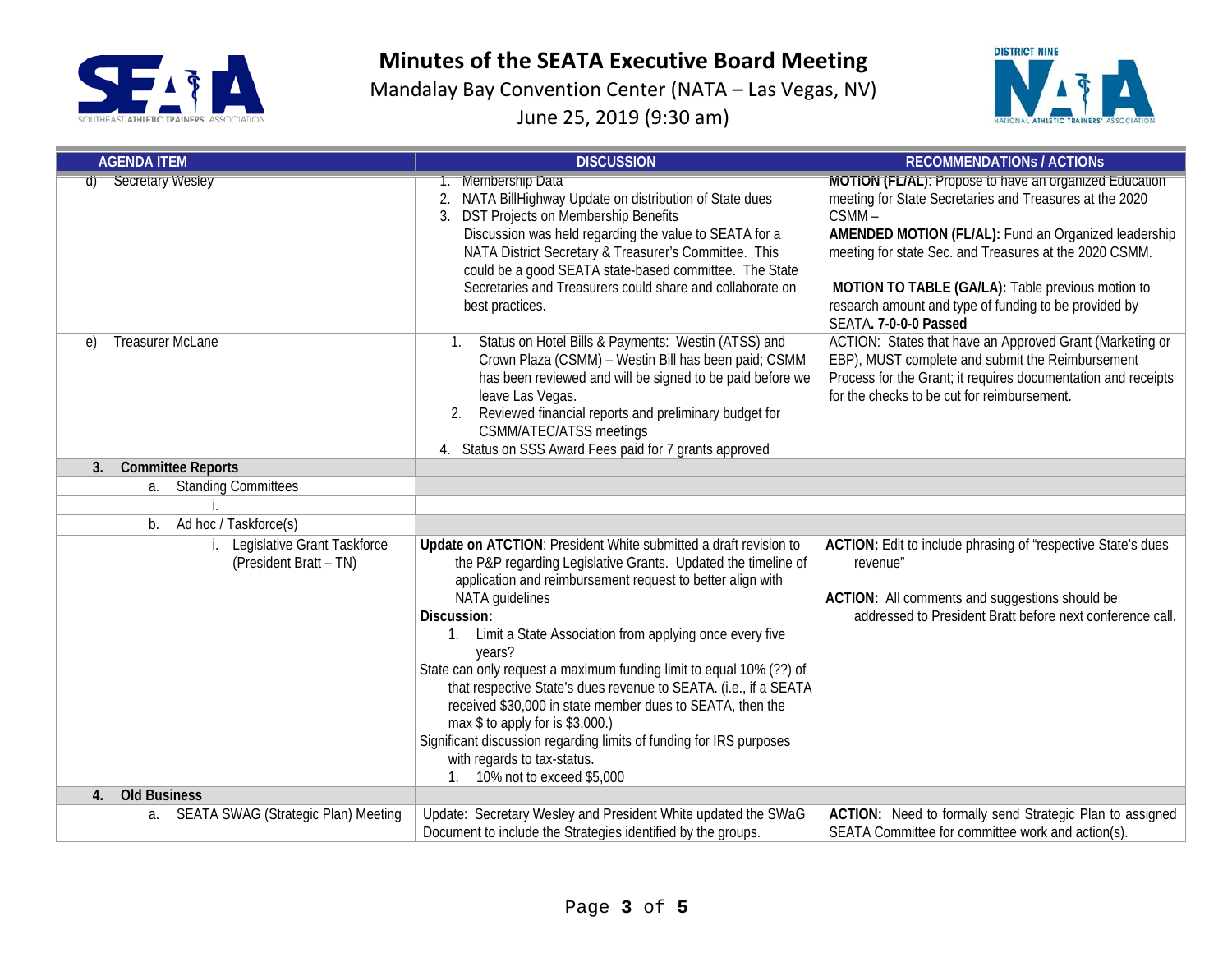# Minutes of the SEATA Executive Board Meeting

Mandalay Bay Convention Center (NATA – Las Vegas, NV)

June 25, 2019 (9:30 am)

| AGENDA ITEM | DISCUSSION | RECOMMENDATIONs / ACTIONs |
|---|---|---|
| d) Secretary Wesley | 1. Membership Data<br>2. NATA BillHighway Update on distribution of State dues<br>3. DST Projects on Membership Benefits<br>Discussion was held regarding the value to SEATA for a NATA District Secretary & Treasurer's Committee. This could be a good SEATA state-based committee. The State Secretaries and Treasurers could share and collaborate on best practices. | **MOTION (FL/AL)**: Propose to have an organized Education meeting for State Secretaries and Treasures at the 2020 CSMM –<br>**AMENDED MOTION (FL/AL):** Fund an Organized leadership meeting for state Sec. and Treasures at the 2020 CSMM.<br><br>**MOTION TO TABLE (GA/LA):** Table previous motion to research amount and type of funding to be provided by SEATA**. 7-0-0-0 Passed** |
| e) Treasurer McLane | 1. Status on Hotel Bills & Payments: Westin (ATSS) and Crown Plaza (CSMM) – Westin Bill has been paid; CSMM has been reviewed and will be signed to be paid before we leave Las Vegas.<br>2. Reviewed financial reports and preliminary budget for CSMM/ATEC/ATSS meetings<br>4. Status on SSS Award Fees paid for 7 grants approved | ACTION: States that have an Approved Grant (Marketing or EBP), MUST complete and submit the Reimbursement Process for the Grant; it requires documentation and receipts for the checks to be cut for reimbursement. |
| **3. Committee Reports** | | |
| a. Standing Committees | | |
| i. | | |
| b. Ad hoc / Taskforce(s) | | |
| i. Legislative Grant Taskforce (President Bratt – TN) | **Update on ATCTION**: President White submitted a draft revision to the P&P regarding Legislative Grants. Updated the timeline of application and reimbursement request to better align with NATA guidelines<br>**Discussion:**<br>1. Limit a State Association from applying once every five years?<br>State can only request a maximum funding limit to equal 10% (??) of that respective State's dues revenue to SEATA. (i.e., if a SEATA received $30,000 in state member dues to SEATA, then the max $ to apply for is $3,000.)<br>Significant discussion regarding limits of funding for IRS purposes with regards to tax-status.<br>1. 10% not to exceed $5,000 | **ACTION:** Edit to include phrasing of "respective State's dues revenue"<br><br>**ACTION:** All comments and suggestions should be addressed to President Bratt before next conference call. |
| **4. Old Business** | | |
| a. SEATA SWAG (Strategic Plan) Meeting | Update: Secretary Wesley and President White updated the SWaG Document to include the Strategies identified by the groups. | **ACTION:** Need to formally send Strategic Plan to assigned SEATA Committee for committee work and action(s). |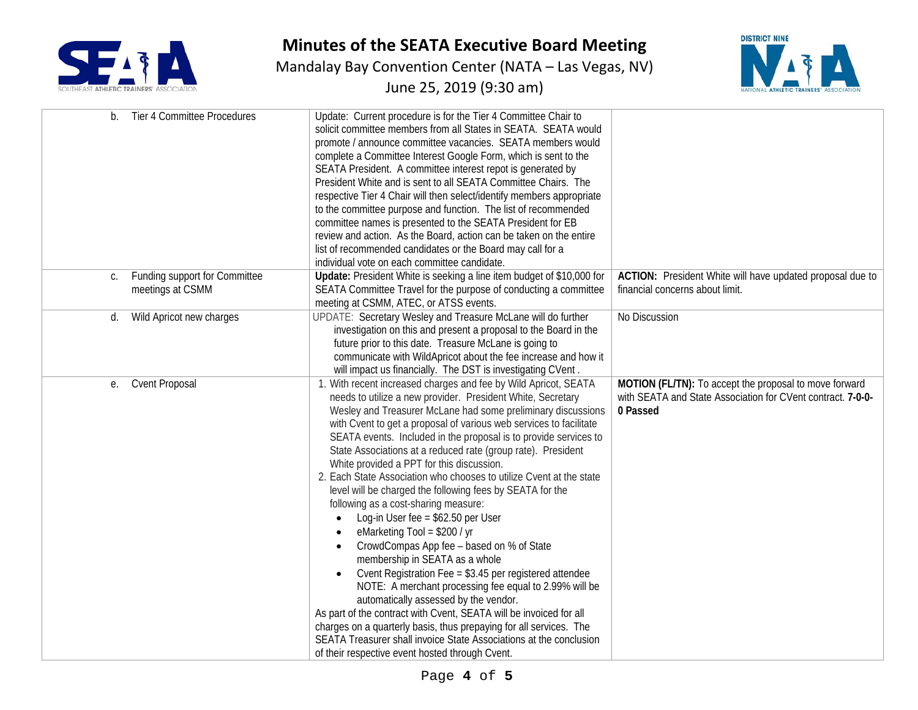# Minutes of the SEATA Executive Board Meeting

Mandalay Bay Convention Center (NATA – Las Vegas, NV)

June 25, 2019 (9:30 am)

| | | |
|---|---|---|
| b. Tier 4 Committee Procedures | Update: Current procedure is for the Tier 4 Committee Chair to solicit committee members from all States in SEATA. SEATA would promote / announce committee vacancies. SEATA members would complete a Committee Interest Google Form, which is sent to the SEATA President. A committee interest repot is generated by President White and is sent to all SEATA Committee Chairs. The respective Tier 4 Chair will then select/identify members appropriate to the committee purpose and function. The list of recommended committee names is presented to the SEATA President for EB review and action. As the Board, action can be taken on the entire list of recommended candidates or the Board may call for a individual vote on each committee candidate. | |
| c. Funding support for Committee meetings at CSMM | **Update:** President White is seeking a line item budget of $10,000 for SEATA Committee Travel for the purpose of conducting a committee meeting at CSMM, ATEC, or ATSS events. | **ACTION:** President White will have updated proposal due to financial concerns about limit. |
| d. Wild Apricot new charges | UPDATE: Secretary Wesley and Treasure McLane will do further investigation on this and present a proposal to the Board in the future prior to this date. Treasure McLane is going to communicate with WildApricot about the fee increase and how it will impact us financially. The DST is investigating CVent . | No Discussion |
| e. Cvent Proposal | 1. With recent increased charges and fee by Wild Apricot, SEATA needs to utilize a new provider. President White, Secretary Wesley and Treasurer McLane had some preliminary discussions with Cvent to get a proposal of various web services to facilitate SEATA events. Included in the proposal is to provide services to State Associations at a reduced rate (group rate). President White provided a PPT for this discussion.<br>2. Each State Association who chooses to utilize Cvent at the state level will be charged the following fees by SEATA for the following as a cost-sharing measure:<br>• Log-in User fee = $62.50 per User<br>• eMarketing Tool = $200 / yr<br>• CrowdCompas App fee – based on % of State membership in SEATA as a whole<br>• Cvent Registration Fee = $3.45 per registered attendee NOTE: A merchant processing fee equal to 2.99% will be automatically assessed by the vendor.<br>As part of the contract with Cvent, SEATA will be invoiced for all charges on a quarterly basis, thus prepaying for all services. The SEATA Treasurer shall invoice State Associations at the conclusion of their respective event hosted through Cvent. | **MOTION (FL/TN):** To accept the proposal to move forward with SEATA and State Association for CVent contract. **7-0-0-0 Passed** |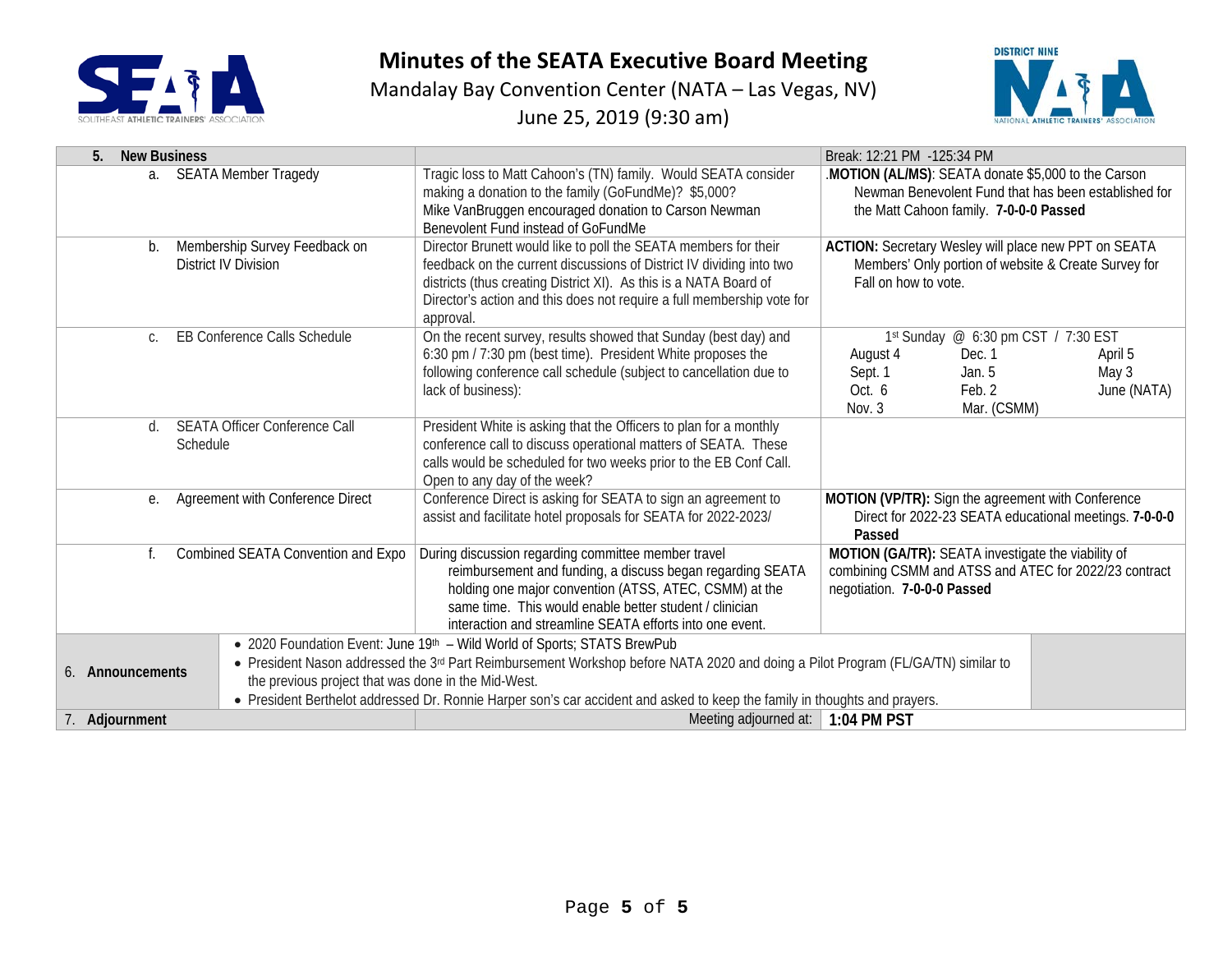# Minutes of the SEATA Executive Board Meeting

Mandalay Bay Convention Center (NATA – Las Vegas, NV)

June 25, 2019 (9:30 am)

| **5. New Business** | | Break: 12:21 PM -125:34 PM |
|---|---|---|
| a. SEATA Member Tragedy | Tragic loss to Matt Cahoon's (TN) family. Would SEATA consider making a donation to the family (GoFundMe)? $5,000? Mike VanBruggen encouraged donation to Carson Newman Benevolent Fund instead of GoFundMe | .**MOTION (AL/MS)**: SEATA donate $5,000 to the Carson Newman Benevolent Fund that has been established for the Matt Cahoon family. **7-0-0-0 Passed** |
| b. Membership Survey Feedback on District IV Division | Director Brunett would like to poll the SEATA members for their feedback on the current discussions of District IV dividing into two districts (thus creating District XI). As this is a NATA Board of Director's action and this does not require a full membership vote for approval. | **ACTION:** Secretary Wesley will place new PPT on SEATA Members' Only portion of website & Create Survey for Fall on how to vote. |
| c. EB Conference Calls Schedule | On the recent survey, results showed that Sunday (best day) and 6:30 pm / 7:30 pm (best time). President White proposes the following conference call schedule (subject to cancellation due to lack of business): | 1st Sunday @ 6:30 pm CST / 7:30 EST<br>August 4, Sept. 1, Oct. 6, Nov. 3, Dec. 1, Jan. 5, Feb. 2, Mar. (CSMM), April 5, May 3, June (NATA) |
| d. SEATA Officer Conference Call Schedule | President White is asking that the Officers to plan for a monthly conference call to discuss operational matters of SEATA. These calls would be scheduled for two weeks prior to the EB Conf Call. Open to any day of the week? | |
| e. Agreement with Conference Direct | Conference Direct is asking for SEATA to sign an agreement to assist and facilitate hotel proposals for SEATA for 2022-2023/ | **MOTION (VP/TR):** Sign the agreement with Conference Direct for 2022-23 SEATA educational meetings. **7-0-0-0 Passed** |
| f. Combined SEATA Convention and Expo | During discussion regarding committee member travel reimbursement and funding, a discuss began regarding SEATA holding one major convention (ATSS, ATEC, CSMM) at the same time. This would enable better student / clinician interaction and streamline SEATA efforts into one event. | **MOTION (GA/TR):** SEATA investigate the viability of combining CSMM and ATSS and ATEC for 2022/23 contract negotiation. **7-0-0-0 Passed** |
| 6. **Announcements** | • 2020 Foundation Event: June 19th – Wild World of Sports; STATS BrewPub<br>• President Nason addressed the 3rd Part Reimbursement Workshop before NATA 2020 and doing a Pilot Program (FL/GA/TN) similar to the previous project that was done in the Mid-West.<br>• President Berthelot addressed Dr. Ronnie Harper son's car accident and asked to keep the family in thoughts and prayers. | |
| 7. **Adjournment** | Meeting adjourned at: | **1:04 PM PST** |